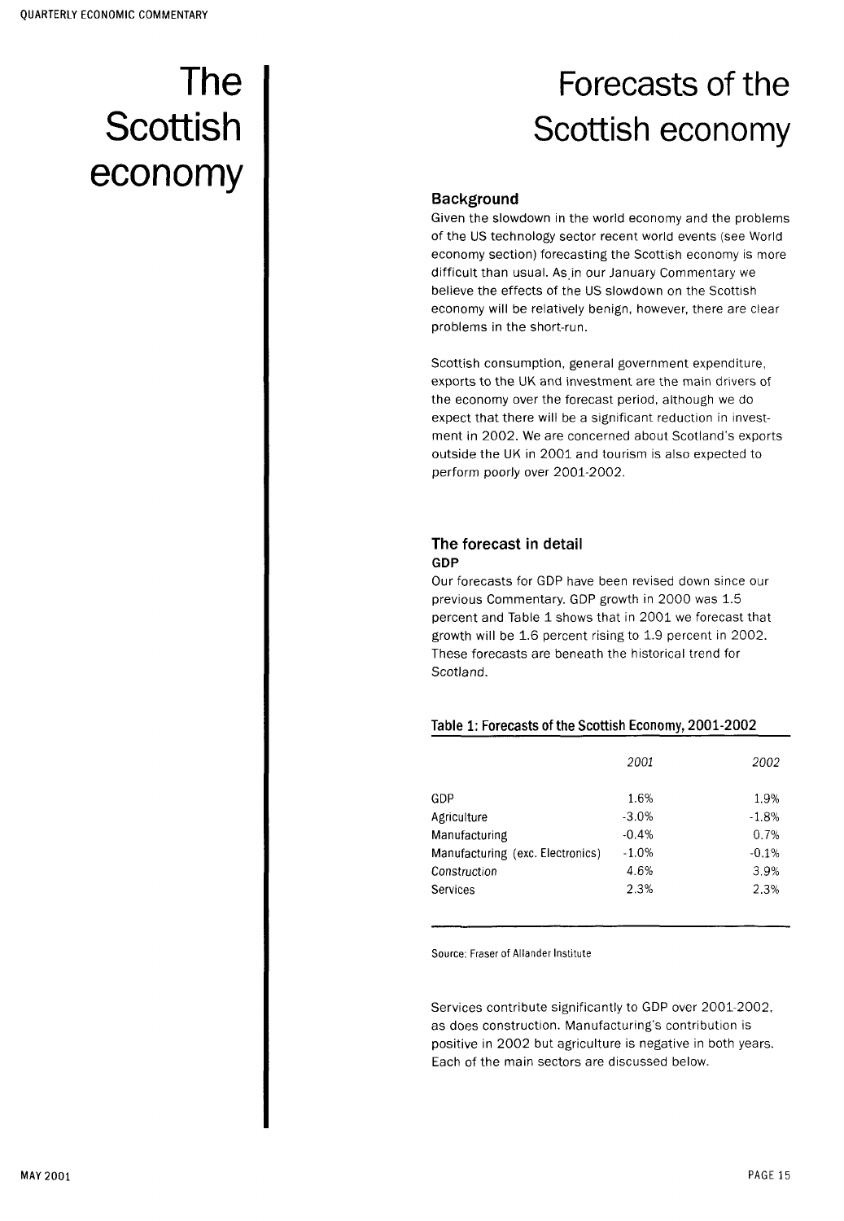# The Scottish economy

# Forecasts of the Scottish economy

### Background

Given the slowdown in the world economy and the problems of the US technology sector recent world events (see World economy section) forecasting the Scottish economy is more difficult than usual. As in our January Commentary we believe the effects of the US slowdown on the Scottish economy will be relatively benign, however, there are clear problems in the short-run.

Scottish consumption, general government expenditure, exports to the UK and investment are the main drivers of the economy over the forecast period, although we do expect that there will be a significant reduction in investment in 2002. We are concerned about Scotland's exports outside the UK in 2001 and tourism is also expected to perform poorly over 2001-2002.

### The forecast in detail

#### GDP

Our forecasts for GDP have been revised down since our previous Commentary. GDP growth in 2000 was 1.5 percent and Table 1 shows that in 2001 we forecast that growth will be 1.6 percent rising to 1.9 percent in 2002. These forecasts are beneath the historical trend for Scotland.

**Table 1: Forecasts of the Scottish Economy, 2001-2002**

| | *2001* | *2002* |
|---|---|---|
| GDP | 1.6% | 1.9% |
| Agriculture | -3.0% | -1.8% |
| Manufacturing | -0.4% | 0.7% |
| Manufacturing (exc. Electronics) | -1.0% | -0.1% |
| Construction | 4.6% | 3.9% |
| Services | 2.3% | 2.3% |

Source: Fraser of Allander Institute

Services contribute significantly to GDP over 2001-2002, as does construction. Manufacturing's contribution is positive in 2002 but agriculture is negative in both years. Each of the main sectors are discussed below.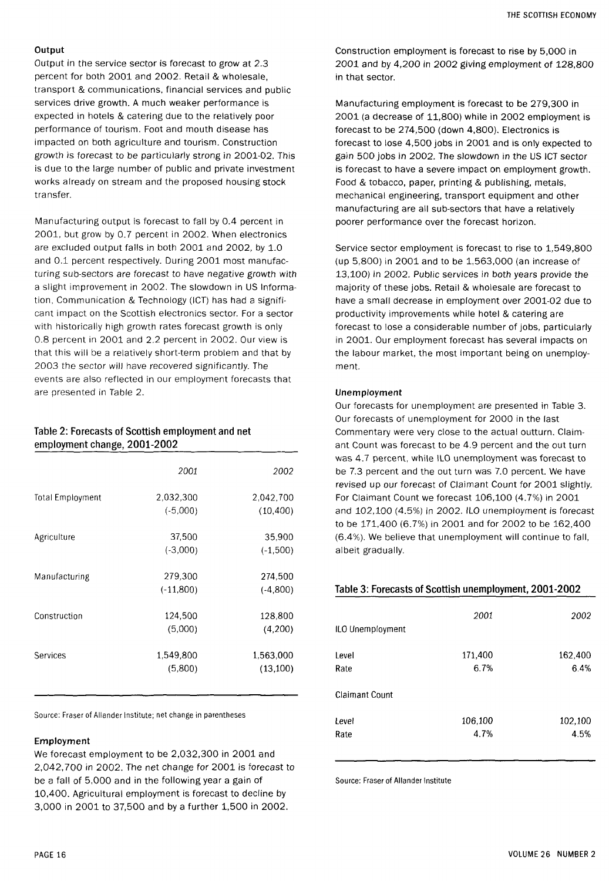### Output

Output in the service sector is forecast to grow at 2.3 percent for both 2001 and 2002. Retail & wholesale, transport & communications, financial services and public services drive growth. A much weaker performance is expected in hotels & catering due to the relatively poor performance of tourism. Foot and mouth disease has impacted on both agriculture and tourism. Construction growth is forecast to be particularly strong in 2001-02. This is due to the large number of public and private investment works already on stream and the proposed housing stock transfer.

Manufacturing output is forecast to fall by 0.4 percent in 2001, but grow by 0.7 percent in 2002. When electronics are excluded output falls in both 2001 and 2002, by 1.0 and 0.1 percent respectively. During 2001 most manufacturing sub-sectors are forecast to have negative growth with a slight improvement in 2002. The slowdown in US Information, Communication & Technology (ICT) has had a significant impact on the Scottish electronics sector. For a sector with historically high growth rates forecast growth is only 0.8 percent in 2001 and 2.2 percent in 2002. Our view is that this will be a relatively short-term problem and that by 2003 the sector will have recovered significantly. The events are also reflected in our employment forecasts that are presented in Table 2.

**Table 2: Forecasts of Scottish employment and net employment change, 2001-2002**

| | 2001 | 2002 |
|---|---|---|
| Total Employment | 2,032,300 | 2,042,700 |
| | (-5,000) | (10,400) |
| Agriculture | 37,500 | 35,900 |
| | (-3,000) | (-1,500) |
| Manufacturing | 279,300 | 274,500 |
| | (-11,800) | (-4,800) |
| Construction | 124,500 | 128,800 |
| | (5,000) | (4,200) |
| Services | 1,549,800 | 1,563,000 |
| | (5,800) | (13,100) |

Source: Fraser of Allander Institute; net change in parentheses

### Employment

We forecast employment to be 2,032,300 in 2001 and 2,042,700 in 2002. The net change for 2001 is forecast to be a fall of 5,000 and in the following year a gain of 10,400. Agricultural employment is forecast to decline by 3,000 in 2001 to 37,500 and by a further 1,500 in 2002.

Construction employment is forecast to rise by 5,000 in 2001 and by 4,200 in 2002 giving employment of 128,800 in that sector.

Manufacturing employment is forecast to be 279,300 in 2001 (a decrease of 11,800) while in 2002 employment is forecast to be 274,500 (down 4,800). Electronics is forecast to lose 4,500 jobs in 2001 and is only expected to gain 500 jobs in 2002. The slowdown in the US ICT sector is forecast to have a severe impact on employment growth. Food & tobacco, paper, printing & publishing, metals, mechanical engineering, transport equipment and other manufacturing are all sub-sectors that have a relatively poorer performance over the forecast horizon.

Service sector employment is forecast to rise to 1,549,800 (up 5,800) in 2001 and to be 1,563,000 (an increase of 13,100) in 2002. Public services in both years provide the majority of these jobs. Retail & wholesale are forecast to have a small decrease in employment over 2001-02 due to productivity improvements while hotel & catering are forecast to lose a considerable number of jobs, particularly in 2001. Our employment forecast has several impacts on the labour market, the most important being on unemployment.

### Unemployment

Our forecasts for unemployment are presented in Table 3. Our forecasts of unemployment for 2000 in the last Commentary were very close to the actual outturn. Claimant Count was forecast to be 4.9 percent and the out turn was 4.7 percent, while ILO unemployment was forecast to be 7.3 percent and the out turn was 7.0 percent. We have revised up our forecast of Claimant Count for 2001 slightly. For Claimant Count we forecast 106,100 (4.7%) in 2001 and 102,100 (4.5%) in 2002. ILO unemployment is forecast to be 171,400 (6.7%) in 2001 and for 2002 to be 162,400 (6.4%). We believe that unemployment will continue to fall, albeit gradually.

**Table 3: Forecasts of Scottish unemployment, 2001-2002**

| | 2001 | 2002 |
|---|---|---|
| ILO Unemployment | | |
| Level | 171,400 | 162,400 |
| Rate | 6.7% | 6.4% |
| Claimant Count | | |
| Level | 106,100 | 102,100 |
| Rate | 4.7% | 4.5% |

Source: Fraser of Allander Institute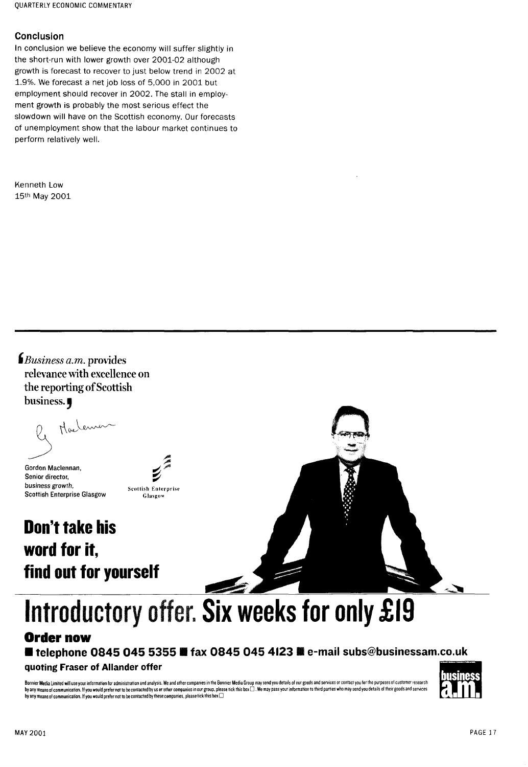## Conclusion

In conclusion we believe the economy will suffer slightly in the short-run with lower growth over 2001-02 although growth is forecast to recover to just below trend in 2002 at 1.9%. We forecast a net job loss of 5,000 in 2001 but employment should recover in 2002. The stall in employment growth is probably the most serious effect the slowdown will have on the Scottish economy. Our forecasts of unemployment show that the labour market continues to perform relatively well.

Kenneth Low
15th May 2001

---

"*Business a.m.* provides relevance with excellence on the reporting of Scottish business."

Gordon Maclennan,
Senior director,
*business growth*,
Scottish Enterprise Glasgow

Scottish Enterprise Glasgow

**Don't take his word for it, find out for yourself**

# Introductory offer. Six weeks for only £19

**Order now**

**■ telephone 0845 045 5355 ■ fax 0845 045 4123 ■ e-mail subs@businessam.co.uk**

**quoting Fraser of Allander offer**

Bonnier Media Limited will use your information for administration and analysis. We and other companies in the Bonnier Media Group may send you details of our goods and services or contact you for the purposes of customer research by any means of communication. If you would prefer not to be contacted by us or other companies in our group, please tick this box ☐. We may pass your information to third parties who may send you details of their goods and services by any means of communication. If you would prefer not to be contacted by these companies, please tick this box ☐

business a.m.